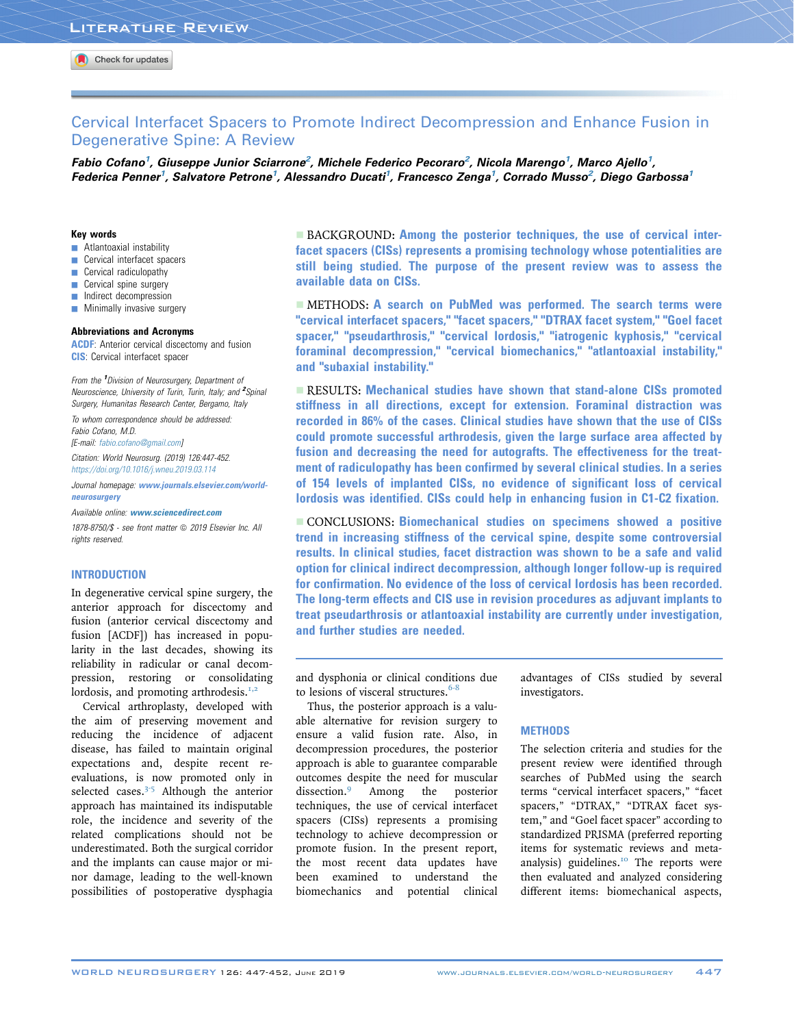LITERATURE REVIEW

# Cervical Interfacet Spacers to Promote Indirect Decompression and Enhance Fusion in Degenerative Spine: A Review

***Fabio Cofano[1], Giuseppe Junior Sciarrone[2], Michele Federico Pecoraro[2], Nicola Marengo[1], Marco Ajello[1], Federica Penner[1], Salvatore Petrone[1], Alessandro Ducati[1], Francesco Zenga[1], Corrado Musso[2], Diego Garbossa[1]***

**Key words**
- Atlantoaxial instability
- Cervical interfacet spacers
- Cervical radiculopathy
- Cervical spine surgery
- Indirect decompression
- Minimally invasive surgery

**Abbreviations and Acronyms**

ACDF: Anterior cervical discectomy and fusion
CIS: Cervical interfacet spacer

*From the [1]Division of Neurosurgery, Department of Neuroscience, University of Turin, Turin, Italy; and [2]Spinal Surgery, Humanitas Research Center, Bergamo, Italy*

*To whom correspondence should be addressed:*
*Fabio Cofano, M.D.*
*[E-mail: fabio.cofano@gmail.com]*

*Citation: World Neurosurg. (2019) 126:447-452.*
*https://doi.org/10.1016/j.wneu.2019.03.114*

*Journal homepage: www.journals.elsevier.com/world-neurosurgery*

*Available online: www.sciencedirect.com*

*1878-8750/$ - see front matter © 2019 Elsevier Inc. All rights reserved.*

**BACKGROUND:** Among the posterior techniques, the use of cervical interfacet spacers (CISs) represents a promising technology whose potentialities are still being studied. The purpose of the present review was to assess the available data on CISs.

**METHODS:** A search on PubMed was performed. The search terms were "cervical interfacet spacers," "facet spacers," "DTRAX facet system," "Goel facet spacer," "pseudarthrosis," "cervical lordosis," "iatrogenic kyphosis," "cervical foraminal decompression," "cervical biomechanics," "atlantoaxial instability," and "subaxial instability."

**RESULTS:** Mechanical studies have shown that stand-alone CISs promoted stiffness in all directions, except for extension. Foraminal distraction was recorded in 86% of the cases. Clinical studies have shown that the use of CISs could promote successful arthrodesis, given the large surface area affected by fusion and decreasing the need for autografts. The effectiveness for the treatment of radiculopathy has been confirmed by several clinical studies. In a series of 154 levels of implanted CISs, no evidence of significant loss of cervical lordosis was identified. CISs could help in enhancing fusion in C1-C2 fixation.

**CONCLUSIONS:** Biomechanical studies on specimens showed a positive trend in increasing stiffness of the cervical spine, despite some controversial results. In clinical studies, facet distraction was shown to be a safe and valid option for clinical indirect decompression, although longer follow-up is required for confirmation. No evidence of the loss of cervical lordosis has been recorded. The long-term effects and CIS use in revision procedures as adjuvant implants to treat pseudarthrosis or atlantoaxial instability are currently under investigation, and further studies are needed.

## INTRODUCTION

In degenerative cervical spine surgery, the anterior approach for discectomy and fusion (anterior cervical discectomy and fusion [ACDF]) has increased in popularity in the last decades, showing its reliability in radicular or canal decompression, restoring or consolidating lordosis, and promoting arthrodesis.[1,2]

Cervical arthroplasty, developed with the aim of preserving movement and reducing the incidence of adjacent disease, has failed to maintain original expectations and, despite recent re-evaluations, is now promoted only in selected cases.[3-5] Although the anterior approach has maintained its indisputable role, the incidence and severity of the related complications should not be underestimated. Both the surgical corridor and the implants can cause major or minor damage, leading to the well-known possibilities of postoperative dysphagia and dysphonia or clinical conditions due to lesions of visceral structures.[6-8]

Thus, the posterior approach is a valuable alternative for revision surgery to ensure a valid fusion rate. Also, in decompression procedures, the posterior approach is able to guarantee comparable outcomes despite the need for muscular dissection.[9] Among the posterior techniques, the use of cervical interfacet spacers (CISs) represents a promising technology to achieve decompression or promote fusion. In the present report, the most recent data updates have been examined to understand the biomechanics and potential clinical advantages of CISs studied by several investigators.

## METHODS

The selection criteria and studies for the present review were identified through searches of PubMed using the search terms "cervical interfacet spacers," "facet spacers," "DTRAX," "DTRAX facet system," and "Goel facet spacer" according to standardized PRISMA (preferred reporting items for systematic reviews and meta-analysis) guidelines.[10] The reports were then evaluated and analyzed considering different items: biomechanical aspects,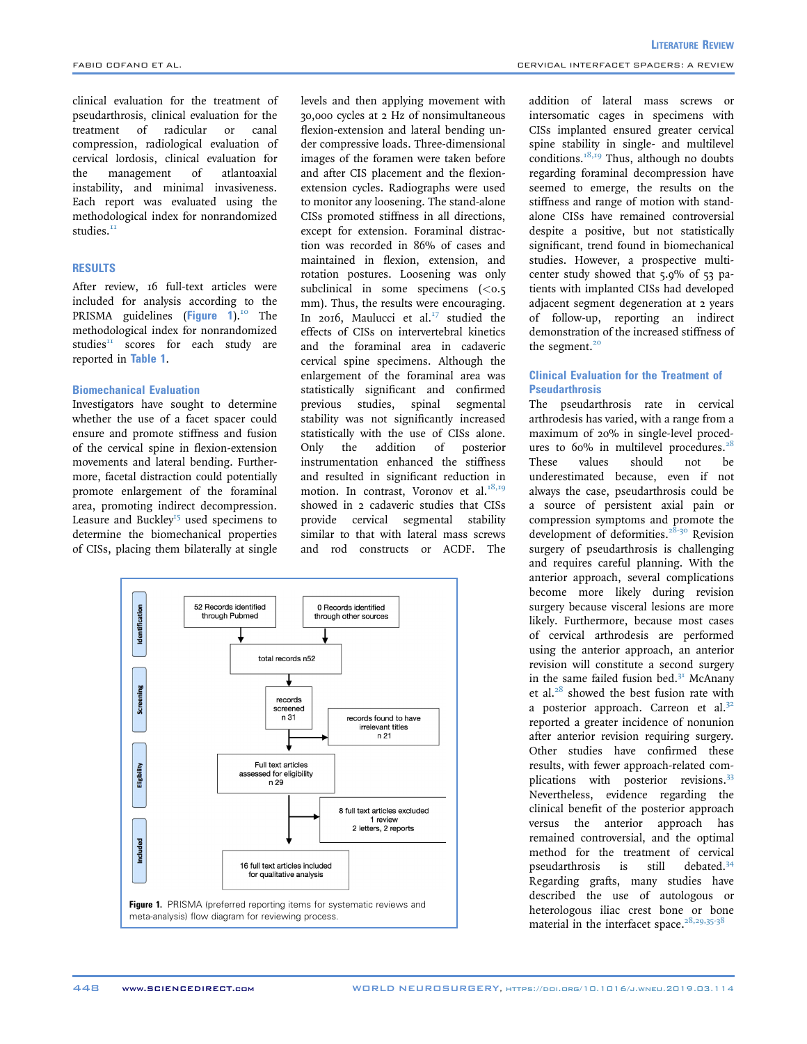clinical evaluation for the treatment of pseudarthrosis, clinical evaluation for the treatment of radicular or canal compression, radiological evaluation of cervical lordosis, clinical evaluation for the management of atlantoaxial instability, and minimal invasiveness. Each report was evaluated using the methodological index for nonrandomized studies.[11]

## RESULTS

After review, 16 full-text articles were included for analysis according to the PRISMA guidelines (Figure 1).[10] The methodological index for nonrandomized studies[11] scores for each study are reported in Table 1.

### Biomechanical Evaluation

Investigators have sought to determine whether the use of a facet spacer could ensure and promote stiffness and fusion of the cervical spine in flexion-extension movements and lateral bending. Furthermore, facetal distraction could potentially promote enlargement of the foraminal area, promoting indirect decompression. Leasure and Buckley[15] used specimens to determine the biomechanical properties of CISs, placing them bilaterally at single levels and then applying movement with 30,000 cycles at 2 Hz of nonsimultaneous flexion-extension and lateral bending under compressive loads. Three-dimensional images of the foramen were taken before and after CIS placement and the flexion-extension cycles. Radiographs were used to monitor any loosening. The stand-alone CISs promoted stiffness in all directions, except for extension. Foraminal distraction was recorded in 86% of cases and maintained in flexion, extension, and rotation postures. Loosening was only subclinical in some specimens (<0.5 mm). Thus, the results were encouraging. In 2016, Maulucci et al.[17] studied the effects of CISs on intervertebral kinetics and the foraminal area in cadaveric cervical spine specimens. Although the enlargement of the foraminal area was statistically significant and confirmed previous studies, spinal segmental stability was not significantly increased statistically with the use of CISs alone. Only the addition of posterior instrumentation enhanced the stiffness and resulted in significant reduction in motion. In contrast, Voronov et al.[18,19] showed in 2 cadaveric studies that CISs provide cervical segmental stability similar to that with lateral mass screws and rod constructs or ACDF. The addition of lateral mass screws or intersomatic cages in specimens with CISs implanted ensured greater cervical spine stability in single- and multilevel conditions.[18,19] Thus, although no doubts regarding foraminal decompression have seemed to emerge, the results on the stiffness and range of motion with stand-alone CISs have remained controversial despite a positive, but not statistically significant, trend found in biomechanical studies. However, a prospective multicenter study showed that 5.9% of 53 patients with implanted CISs had developed adjacent segment degeneration at 2 years of follow-up, reporting an indirect demonstration of the increased stiffness of the segment.[20]

### Clinical Evaluation for the Treatment of Pseudarthrosis

The pseudarthrosis rate in cervical arthrodesis has varied, with a range from a maximum of 20% in single-level procedures to 60% in multilevel procedures.[28] These values should not be underestimated because, even if not always the case, pseudarthrosis could be a source of persistent axial pain or compression symptoms and promote the development of deformities.[28-30] Revision surgery of pseudarthrosis is challenging and requires careful planning. With the anterior approach, several complications become more likely during revision surgery because visceral lesions are more likely. Furthermore, because most cases of cervical arthrodesis are performed using the anterior approach, an anterior revision will constitute a second surgery in the same failed fusion bed.[31] McAnany et al.[28] showed the best fusion rate with a posterior approach. Carreon et al.[32] reported a greater incidence of nonunion after anterior revision requiring surgery. Other studies have confirmed these results, with fewer approach-related complications with posterior revisions.[33] Nevertheless, evidence regarding the clinical benefit of the posterior approach versus the anterior approach has remained controversial, and the optimal method for the treatment of cervical pseudarthrosis is still debated.[34] Regarding grafts, many studies have described the use of autologous or heterologous iliac crest bone or bone material in the interfacet space.[28,29,35-38]

Identification: 52 Records identified through Pubmed; 0 Records identified through other sources → total records n52

Screening: records screened n 31 → records found to have irrelevant titles n 21

Eligibility: Full text articles assessed for eligibility n 29 → 8 full text articles excluded: 1 review, 2 letters, 2 reports

Included: 16 full text articles included for qualitative analysis

**Figure 1.** PRISMA (preferred reporting items for systematic reviews and meta-analysis) flow diagram for reviewing process.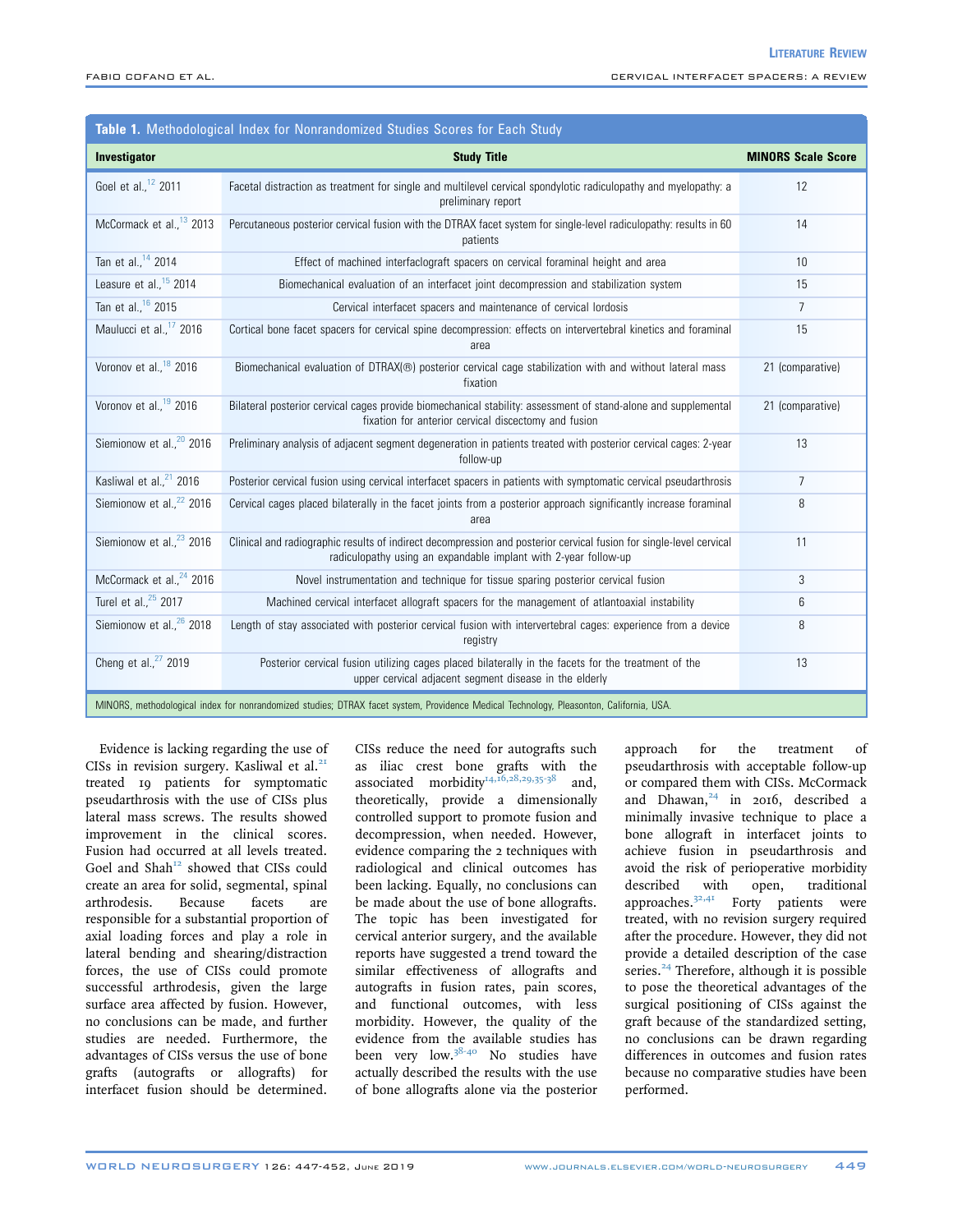**Table 1.** Methodological Index for Nonrandomized Studies Scores for Each Study

| Investigator | Study Title | MINORS Scale Score |
|---|---|---|
| Goel et al.,[12] 2011 | Facetal distraction as treatment for single and multilevel cervical spondylotic radiculopathy and myelopathy: a preliminary report | 12 |
| McCormack et al.,[13] 2013 | Percutaneous posterior cervical fusion with the DTRAX facet system for single-level radiculopathy: results in 60 patients | 14 |
| Tan et al.,[14] 2014 | Effect of machined interfaclograft spacers on cervical foraminal height and area | 10 |
| Leasure et al.,[15] 2014 | Biomechanical evaluation of an interfacet joint decompression and stabilization system | 15 |
| Tan et al.,[16] 2015 | Cervical interfacet spacers and maintenance of cervical lordosis | 7 |
| Maulucci et al.,[17] 2016 | Cortical bone facet spacers for cervical spine decompression: effects on intervertebral kinetics and foraminal area | 15 |
| Voronov et al.,[18] 2016 | Biomechanical evaluation of DTRAX(®) posterior cervical cage stabilization with and without lateral mass fixation | 21 (comparative) |
| Voronov et al.,[19] 2016 | Bilateral posterior cervical cages provide biomechanical stability: assessment of stand-alone and supplemental fixation for anterior cervical discectomy and fusion | 21 (comparative) |
| Siemionow et al.,[20] 2016 | Preliminary analysis of adjacent segment degeneration in patients treated with posterior cervical cages: 2-year follow-up | 13 |
| Kasliwal et al.,[21] 2016 | Posterior cervical fusion using cervical interfacet spacers in patients with symptomatic cervical pseudarthrosis | 7 |
| Siemionow et al.,[22] 2016 | Cervical cages placed bilaterally in the facet joints from a posterior approach significantly increase foraminal area | 8 |
| Siemionow et al.,[23] 2016 | Clinical and radiographic results of indirect decompression and posterior cervical fusion for single-level cervical radiculopathy using an expandable implant with 2-year follow-up | 11 |
| McCormack et al.,[24] 2016 | Novel instrumentation and technique for tissue sparing posterior cervical fusion | 3 |
| Turel et al.,[25] 2017 | Machined cervical interfacet allograft spacers for the management of atlantoaxial instability | 6 |
| Siemionow et al.,[26] 2018 | Length of stay associated with posterior cervical fusion with intervertebral cages: experience from a device registry | 8 |
| Cheng et al.,[27] 2019 | Posterior cervical fusion utilizing cages placed bilaterally in the facets for the treatment of the upper cervical adjacent segment disease in the elderly | 13 |

MINORS, methodological index for nonrandomized studies; DTRAX facet system, Providence Medical Technology, Pleasonton, California, USA.

Evidence is lacking regarding the use of CISs in revision surgery. Kasliwal et al.[21] treated 19 patients for symptomatic pseudarthrosis with the use of CISs plus lateral mass screws. The results showed improvement in the clinical scores. Fusion had occurred at all levels treated. Goel and Shah[12] showed that CISs could create an area for solid, segmental, spinal arthrodesis. Because facets are responsible for a substantial proportion of axial loading forces and play a role in lateral bending and shearing/distraction forces, the use of CISs could promote successful arthrodesis, given the large surface area affected by fusion. However, no conclusions can be made, and further studies are needed. Furthermore, the advantages of CISs versus the use of bone grafts (autografts or allografts) for interfacet fusion should be determined. CISs reduce the need for autografts such as iliac crest bone grafts with the associated morbidity[14,16,28,29,35-38] and, theoretically, provide a dimensionally controlled support to promote fusion and decompression, when needed. However, evidence comparing the 2 techniques with radiological and clinical outcomes has been lacking. Equally, no conclusions can be made about the use of bone allografts. The topic has been investigated for cervical anterior surgery, and the available reports have suggested a trend toward the similar effectiveness of allografts and autografts in fusion rates, pain scores, and functional outcomes, with less morbidity. However, the quality of the evidence from the available studies has been very low.[38-40] No studies have actually described the results with the use of bone allografts alone via the posterior approach for the treatment of pseudarthrosis with acceptable follow-up or compared them with CISs. McCormack and Dhawan,[24] in 2016, described a minimally invasive technique to place a bone allograft in interfacet joints to achieve fusion in pseudarthrosis and avoid the risk of perioperative morbidity described with open, traditional approaches.[32,41] Forty patients were treated, with no revision surgery required after the procedure. However, they did not provide a detailed description of the case series.[24] Therefore, although it is possible to pose the theoretical advantages of the surgical positioning of CISs against the graft because of the standardized setting, no conclusions can be drawn regarding differences in outcomes and fusion rates because no comparative studies have been performed.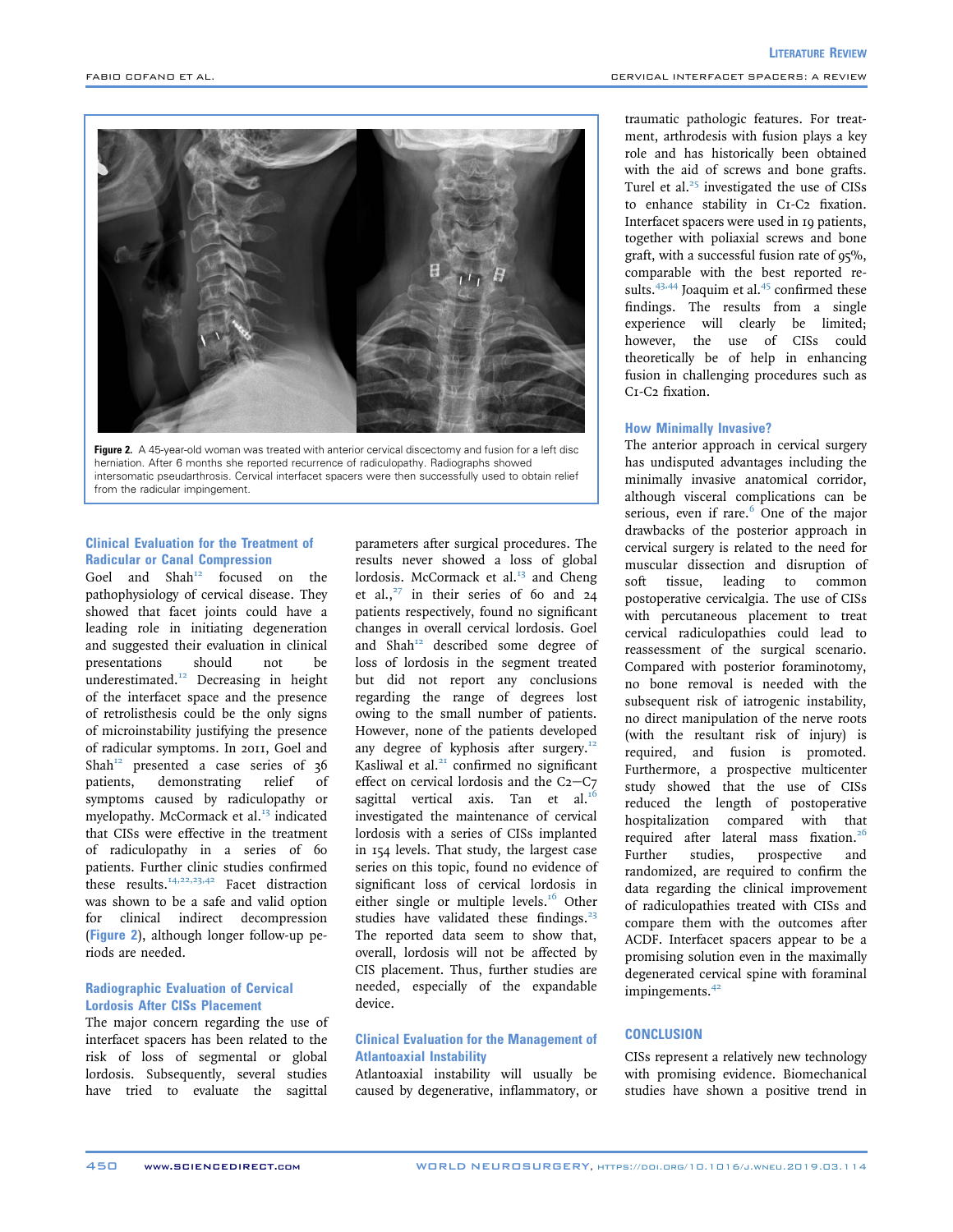Figure 2. A 45-year-old woman was treated with anterior cervical discectomy and fusion for a left disc herniation. After 6 months she reported recurrence of radiculopathy. Radiographs showed intersomatic pseudarthrosis. Cervical interfacet spacers were then successfully used to obtain relief from the radicular impingement.

### Clinical Evaluation for the Treatment of Radicular or Canal Compression

Goel and Shah[12] focused on the pathophysiology of cervical disease. They showed that facet joints could have a leading role in initiating degeneration and suggested their evaluation in clinical presentations should not be underestimated.[12] Decreasing in height of the interfacet space and the presence of retrolisthesis could be the only signs of microinstability justifying the presence of radicular symptoms. In 2011, Goel and Shah[12] presented a case series of 36 patients, demonstrating relief of symptoms caused by radiculopathy or myelopathy. McCormack et al.[13] indicated that CISs were effective in the treatment of radiculopathy in a series of 60 patients. Further clinic studies confirmed these results.[14,22,23,42] Facet distraction was shown to be a safe and valid option for clinical indirect decompression (Figure 2), although longer follow-up periods are needed.

### Radiographic Evaluation of Cervical Lordosis After CISs Placement

The major concern regarding the use of interfacet spacers has been related to the risk of loss of segmental or global lordosis. Subsequently, several studies have tried to evaluate the sagittal parameters after surgical procedures. The results never showed a loss of global lordosis. McCormack et al.[13] and Cheng et al.,[27] in their series of 60 and 24 patients respectively, found no significant changes in overall cervical lordosis. Goel and Shah[12] described some degree of loss of lordosis in the segment treated but did not report any conclusions regarding the range of degrees lost owing to the small number of patients. However, none of the patients developed any degree of kyphosis after surgery.[12] Kasliwal et al.[21] confirmed no significant effect on cervical lordosis and the C2–C7 sagittal vertical axis. Tan et al.[16] investigated the maintenance of cervical lordosis with a series of CISs implanted in 154 levels. That study, the largest case series on this topic, found no evidence of significant loss of cervical lordosis in either single or multiple levels.[16] Other studies have validated these findings.[23] The reported data seem to show that, overall, lordosis will not be affected by CIS placement. Thus, further studies are needed, especially of the expandable device.

### Clinical Evaluation for the Management of Atlantoaxial Instability

Atlantoaxial instability will usually be caused by degenerative, inflammatory, or traumatic pathologic features. For treatment, arthrodesis with fusion plays a key role and has historically been obtained with the aid of screws and bone grafts. Turel et al.[25] investigated the use of CISs to enhance stability in C1-C2 fixation. Interfacet spacers were used in 19 patients, together with poliaxial screws and bone graft, with a successful fusion rate of 95%, comparable with the best reported results.[43,44] Joaquim et al.[45] confirmed these findings. The results from a single experience will clearly be limited; however, the use of CISs could theoretically be of help in enhancing fusion in challenging procedures such as C1-C2 fixation.

### How Minimally Invasive?

The anterior approach in cervical surgery has undisputed advantages including the minimally invasive anatomical corridor, although visceral complications can be serious, even if rare.[6] One of the major drawbacks of the posterior approach in cervical surgery is related to the need for muscular dissection and disruption of soft tissue, leading to common postoperative cervicalgia. The use of CISs with percutaneous placement to treat cervical radiculopathies could lead to reassessment of the surgical scenario. Compared with posterior foraminotomy, no bone removal is needed with the subsequent risk of iatrogenic instability, no direct manipulation of the nerve roots (with the resultant risk of injury) is required, and fusion is promoted. Furthermore, a prospective multicenter study showed that the use of CISs reduced the length of postoperative hospitalization compared with that required after lateral mass fixation.[26] Further studies, prospective and randomized, are required to confirm the data regarding the clinical improvement of radiculopathies treated with CISs and compare them with the outcomes after ACDF. Interfacet spacers appear to be a promising solution even in the maximally degenerated cervical spine with foraminal impingements.[42]

## CONCLUSION

CISs represent a relatively new technology with promising evidence. Biomechanical studies have shown a positive trend in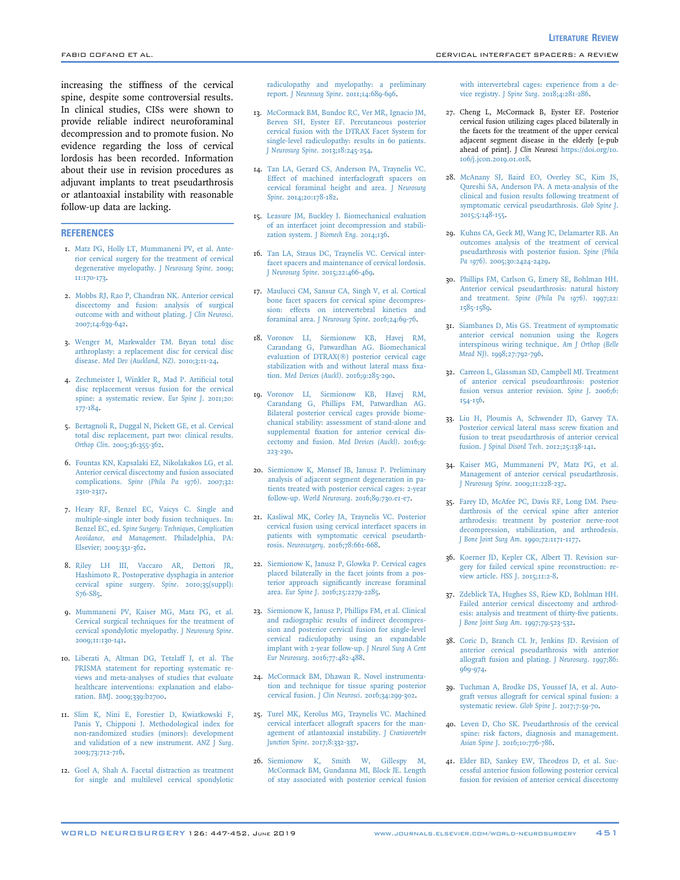increasing the stiffness of the cervical spine, despite some controversial results. In clinical studies, CISs were shown to provide reliable indirect neuroforaminal decompression and to promote fusion. No evidence regarding the loss of cervical lordosis has been recorded. Information about their use in revision procedures as adjuvant implants to treat pseudarthrosis or atlantoaxial instability with reasonable follow-up data are lacking.

## REFERENCES

1. Matz PG, Holly LT, Mummaneni PV, et al. Anterior cervical surgery for the treatment of cervical degenerative myelopathy. *J Neurosurg Spine*. 2009; 11:170-173.

2. Mobbs RJ, Rao P, Chandran NK. Anterior cervical discectomy and fusion: analysis of surgical outcome with and without plating. *J Clin Neurosci*. 2007;14:639-642.

3. Wenger M, Markwalder TM. Bryan total disc arthroplasty: a replacement disc for cervical disc disease. *Med Dev (Auckland, NZ)*. 2010;3:11-24.

4. Zechmeister I, Winkler R, Mad P. Artificial total disc replacement versus fusion for the cervical spine: a systematic review. *Eur Spine J*. 2011;20: 177-184.

5. Bertagnoli R, Duggal N, Pickett GE, et al. Cervical total disc replacement, part two: clinical results. *Orthop Clin*. 2005;36:355-362.

6. Fountas KN, Kapsalaki EZ, Nikolakakos LG, et al. Anterior cervical discectomy and fusion associated complications. *Spine (Phila Pa 1976)*. 2007;32: 2310-2317.

7. Heary RF, Benzel EC, Vaicys C. Single and multiple-single inter body fusion techniques. In: Benzel EC, ed. *Spine Surgery: Techniques, Complication Avoidance, and Management*. Philadelphia, PA: Elsevier; 2005:351-362.

8. Riley LH III, Vaccaro AR, Dettori JR, Hashimoto R. Postoperative dysphagia in anterior cervical spine surgery. *Spine*. 2010;35(suppl): S76-S85.

9. Mummaneni PV, Kaiser MG, Matz PG, et al. Cervical surgical techniques for the treatment of cervical spondylotic myelopathy. *J Neurosurg Spine*. 2009;11:130-141.

10. Liberati A, Altman DG, Tetzlaff J, et al. The PRISMA statement for reporting systematic reviews and meta-analyses of studies that evaluate healthcare interventions: explanation and elaboration. *BMJ*. 2009;339:b2700.

11. Slim K, Nini E, Forestier D, Kwiatkowski F, Panis Y, Chipponi J. Methodological index for non-randomized studies (minors): development and validation of a new instrument. *ANZ J Surg*. 2003;73:712-716.

12. Goel A, Shah A. Facetal distraction as treatment for single and multilevel cervical spondylotic radiculopathy and myelopathy: a preliminary report. *J Neurosurg Spine*. 2011;14:689-696.

13. McCormack BM, Bundoc RC, Ver MR, Ignacio JM, Berven SH, Eyster EF. Percutaneous posterior cervical fusion with the DTRAX Facet System for single-level radiculopathy: results in 60 patients. *J Neurosurg Spine*. 2013;18:245-254.

14. Tan LA, Gerard CS, Anderson PA, Traynelis VC. Effect of machined interfaclograft spacers on cervical foraminal height and area. *J Neurosurg Spine*. 2014;20:178-182.

15. Leasure JM, Buckley J. Biomechanical evaluation of an interfacet joint decompression and stabilization system. *J Biomech Eng*. 2014;136.

16. Tan LA, Straus DC, Traynelis VC. Cervical interfacet spacers and maintenance of cervical lordosis. *J Neurosurg Spine*. 2015;22:466-469.

17. Maulucci CM, Sansur CA, Singh V, et al. Cortical bone facet spacers for cervical spine decompression: effects on intervertebral kinetics and foraminal area. *J Neurosurg Spine*. 2016;24:69-76.

18. Voronov LI, Siemionow KB, Havej RM, Carandang G, Patwardhan AG. Biomechanical evaluation of DTRAX(®) posterior cervical cage stabilization with and without lateral mass fixation. *Med Devices (Auckl)*. 2016;9:285-290.

19. Voronov LI, Siemionow KB, Havej RM, Carandang G, Phillips FM, Patwardhan AG. Bilateral posterior cervical cages provide biomechanical stability: assessment of stand-alone and supplemental fixation for anterior cervical discectomy and fusion. *Med Devices (Auckl)*. 2016;9: 223-230.

20. Siemionow K, Monsef JB, Janusz P. Preliminary analysis of adjacent segment degeneration in patients treated with posterior cervical cages: 2-year follow-up. *World Neurosurg*. 2016;89:730.e1-e7.

21. Kasliwal MK, Corley JA, Traynelis VC. Posterior cervical fusion using cervical interfacet spacers in patients with symptomatic cervical pseudarthrosis. *Neurosurgery*. 2016;78:661-668.

22. Siemionow K, Janusz P, Glowka P. Cervical cages placed bilaterally in the facet joints from a posterior approach significantly increase foraminal area. *Eur Spine J*. 2016;25:2279-2285.

23. Siemionow K, Janusz P, Phillips FM, et al. Clinical and radiographic results of indirect decompression and posterior cervical fusion for single-level cervical radiculopathy using an expandable implant with 2-year follow-up. *J Neurol Surg A Cent Eur Neurosurg*. 2016;77:482-488.

24. McCormack BM, Dhawan R. Novel instrumentation and technique for tissue sparing posterior cervical fusion. *J Clin Neurosci*. 2016;34:299-302.

25. Turel MK, Kerolus MG, Traynelis VC. Machined cervical interfacet allograft spacers for the management of atlantoaxial instability. *J Craniovertebr Junction Spine*. 2017;8:332-337.

26. Siemionow K, Smith W, Gillespy M, McCormack BM, Gundanna MI, Block JE. Length of stay associated with posterior cervical fusion with intervertebral cages: experience from a device registry. *J Spine Surg*. 2018;4:281-286.

27. Cheng L, McCormack B, Eyster EF. Posterior cervical fusion utilizing cages placed bilaterally in the facets for the treatment of the upper cervical adjacent segment disease in the elderly [e-pub ahead of print]. *J Clin Neurosci* https://doi.org/10.1016/j.jcon.2019.01.018.

28. McAnany SJ, Baird EO, Overley SC, Kim JS, Qureshi SA, Anderson PA. A meta-analysis of the clinical and fusion results following treatment of symptomatic cervical pseudarthrosis. *Glob Spine J*. 2015;5:148-155.

29. Kuhns CA, Geck MJ, Wang JC, Delamarter RB. An outcomes analysis of the treatment of cervical pseudarthrosis with posterior fusion. *Spine (Phila Pa 1976)*. 2005;30:2424-2429.

30. Phillips FM, Carlson G, Emery SE, Bohlman HH. Anterior cervical pseudarthrosis: natural history and treatment. *Spine (Phila Pa 1976)*. 1997;22: 1585-1589.

31. Siambanes D, Mis GS. Treatment of symptomatic anterior cervical nonunion using the Rogers interspinous wiring technique. *Am J Orthop (Belle Mead NJ)*. 1998;27:792-796.

32. Carreon L, Glassman SD, Campbell MJ. Treatment of anterior cervical pseudoarthrosis: posterior fusion versus anterior revision. *Spine J*. 2006;6: 154-156.

33. Liu H, Ploumis A, Schwender JD, Garvey TA. Posterior cervical lateral mass screw fixation and fusion to treat pseudarthrosis of anterior cervical fusion. *J Spinal Disord Tech*. 2012;25:138-141.

34. Kaiser MG, Mummaneni PV, Matz PG, et al. Management of anterior cervical pseudarthrosis. *J Neurosurg Spine*. 2009;11:228-237.

35. Farey ID, McAfee PC, Davis RF, Long DM. Pseudarthrosis of the cervical spine after anterior arthrodesis: treatment by posterior nerve-root decompression, stabilization, and arthrodesis. *J Bone Joint Surg Am*. 1990;72:1171-1177.

36. Koerner JD, Kepler CK, Albert TJ. Revision surgery for failed cervical spine reconstruction: review article. *HSS J*. 2015;11:2-8.

37. Zdeblick TA, Hughes SS, Riew KD, Bohlman HH. Failed anterior cervical discectomy and arthrodesis: analysis and treatment of thirty-five patients. *J Bone Joint Surg Am*. 1997;79:523-532.

38. Coric D, Branch CL Jr, Jenkins JD. Revision of anterior cervical pseudarthrosis with anterior allograft fusion and plating. *J Neurosurg*. 1997;86: 969-974.

39. Tuchman A, Brodke DS, Youssef JA, et al. Autograft versus allograft for cervical spinal fusion: a systematic review. *Glob Spine J*. 2017;7:59-70.

40. Leven D, Cho SK. Pseudarthrosis of the cervical spine: risk factors, diagnosis and management. *Asian Spine J*. 2016;10:776-786.

41. Elder BD, Sankey EW, Theodros D, et al. Successful anterior fusion following posterior cervical fusion for revision of anterior cervical discectomy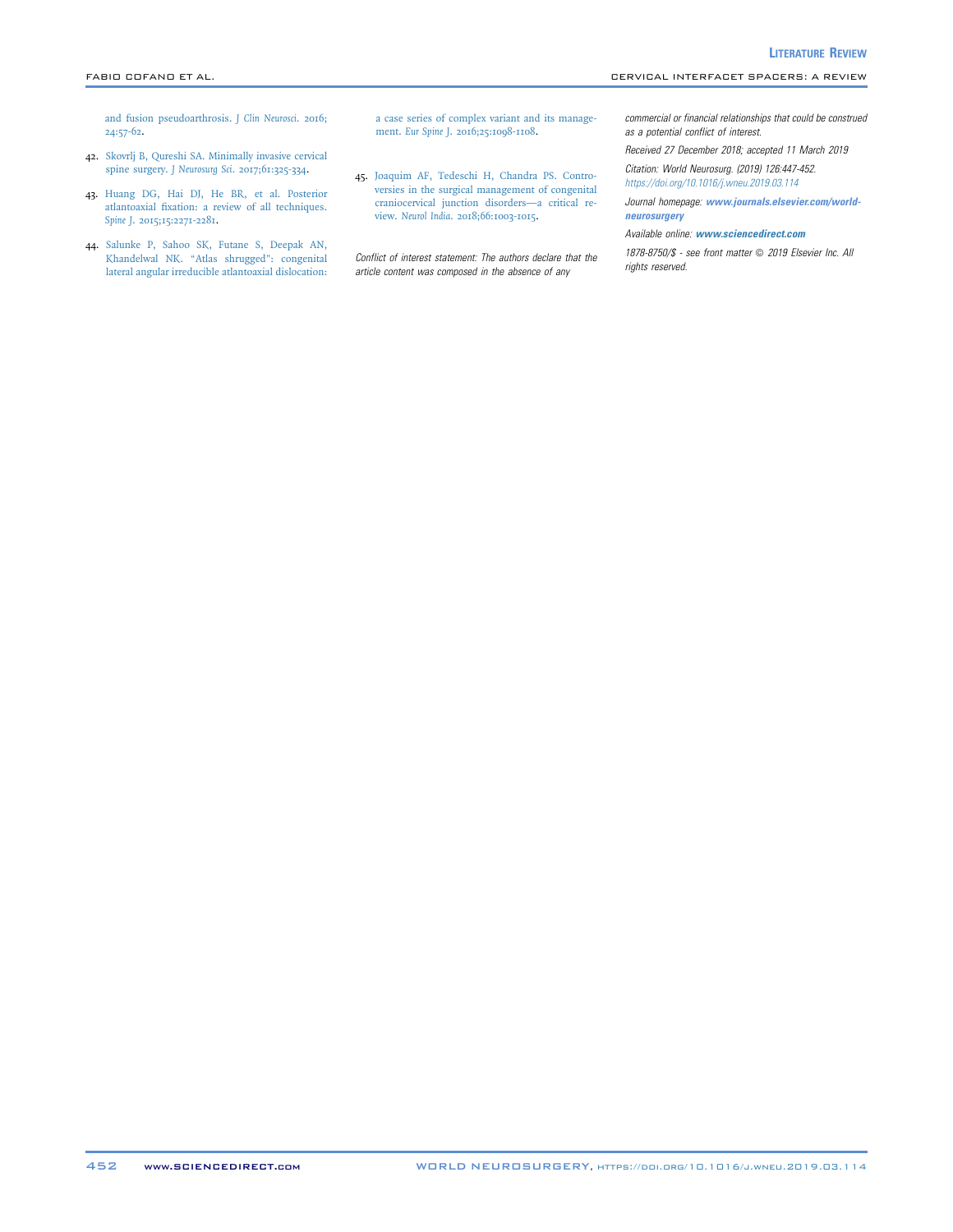and fusion pseudoarthrosis. *J Clin Neurosci*. 2016; 24:57-62.

42. Skovrlj B, Qureshi SA. Minimally invasive cervical spine surgery. *J Neurosurg Sci*. 2017;61:325-334.

43. Huang DG, Hai DJ, He BR, et al. Posterior atlantoaxial fixation: a review of all techniques. *Spine J*. 2015;15:2271-2281.

44. Salunke P, Sahoo SK, Futane S, Deepak AN, Khandelwal NK. "Atlas shrugged": congenital lateral angular irreducible atlantoaxial dislocation: a case series of complex variant and its management. *Eur Spine J*. 2016;25:1098-1108.

45. Joaquim AF, Tedeschi H, Chandra PS. Controversies in the surgical management of congenital craniocervical junction disorders—a critical review. *Neurol India*. 2018;66:1003-1015.

*Conflict of interest statement: The authors declare that the article content was composed in the absence of any commercial or financial relationships that could be construed as a potential conflict of interest.*

*Received 27 December 2018; accepted 11 March 2019*

*Citation: World Neurosurg. (2019) 126:447-452.*
*https://doi.org/10.1016/j.wneu.2019.03.114*

*Journal homepage:* ***www.journals.elsevier.com/world-neurosurgery***

*Available online:* ***www.sciencedirect.com***

*1878-8750/$ - see front matter © 2019 Elsevier Inc. All rights reserved.*